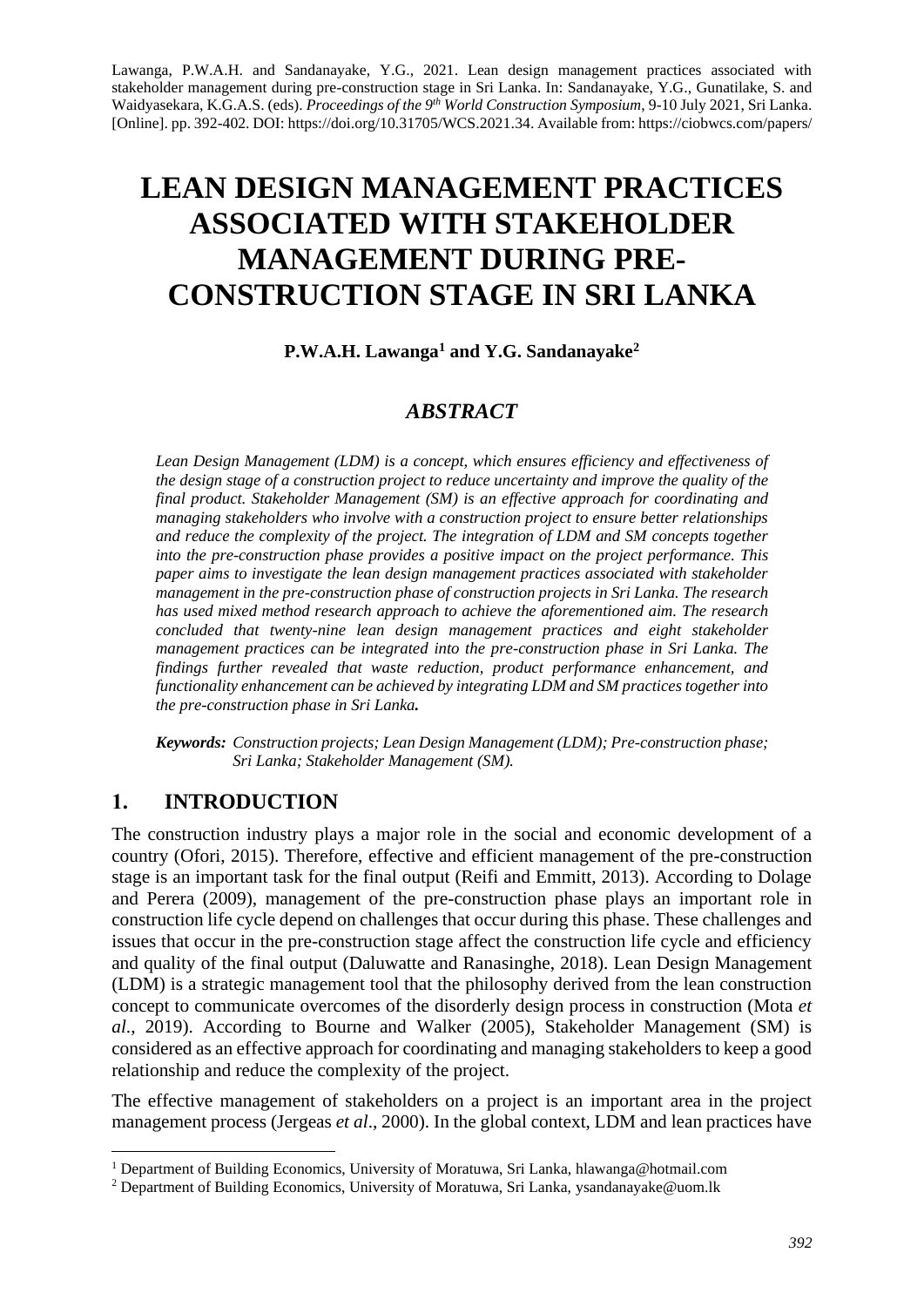Lawanga, P.W.A.H. and Sandanayake, Y.G., 2021. Lean design management practices associated with stakeholder management during pre-construction stage in Sri Lanka. In: Sandanayake, Y.G., Gunatilake, S. and Waidyasekara, K.G.A.S. (eds). *Proceedings of the 9th World Construction Symposium*, 9-10 July 2021, Sri Lanka. [Online]. pp. 392-402. DOI: https://doi.org/10.31705/WCS.2021.34. Available from: https://ciobwcs.com/papers/

# LEAN DESIGN MANAGEMENT PRACTICES ASSOCIATED WITH STAKEHOLDER MANAGEMENT DURING PRE-CONSTRUCTION STAGE IN SRI LANKA

**P.W.A.H. Lawanga[1] and Y.G. Sandanayake[2]**

## *ABSTRACT*

*Lean Design Management (LDM) is a concept, which ensures efficiency and effectiveness of the design stage of a construction project to reduce uncertainty and improve the quality of the final product. Stakeholder Management (SM) is an effective approach for coordinating and managing stakeholders who involve with a construction project to ensure better relationships and reduce the complexity of the project. The integration of LDM and SM concepts together into the pre-construction phase provides a positive impact on the project performance. This paper aims to investigate the lean design management practices associated with stakeholder management in the pre-construction phase of construction projects in Sri Lanka. The research has used mixed method research approach to achieve the aforementioned aim. The research concluded that twenty-nine lean design management practices and eight stakeholder management practices can be integrated into the pre-construction phase in Sri Lanka. The findings further revealed that waste reduction, product performance enhancement, and functionality enhancement can be achieved by integrating LDM and SM practices together into the pre-construction phase in Sri Lanka.*

***Keywords:*** *Construction projects; Lean Design Management (LDM); Pre-construction phase; Sri Lanka; Stakeholder Management (SM).*

## 1. INTRODUCTION

The construction industry plays a major role in the social and economic development of a country (Ofori, 2015). Therefore, effective and efficient management of the pre-construction stage is an important task for the final output (Reifi and Emmitt, 2013). According to Dolage and Perera (2009), management of the pre-construction phase plays an important role in construction life cycle depend on challenges that occur during this phase. These challenges and issues that occur in the pre-construction stage affect the construction life cycle and efficiency and quality of the final output (Daluwatte and Ranasinghe, 2018). Lean Design Management (LDM) is a strategic management tool that the philosophy derived from the lean construction concept to communicate overcomes of the disorderly design process in construction (Mota *et al*., 2019). According to Bourne and Walker (2005), Stakeholder Management (SM) is considered as an effective approach for coordinating and managing stakeholders to keep a good relationship and reduce the complexity of the project.

The effective management of stakeholders on a project is an important area in the project management process (Jergeas *et al*., 2000). In the global context, LDM and lean practices have

---

[1] Department of Building Economics, University of Moratuwa, Sri Lanka, hlawanga@hotmail.com

[2] Department of Building Economics, University of Moratuwa, Sri Lanka, ysandanayake@uom.lk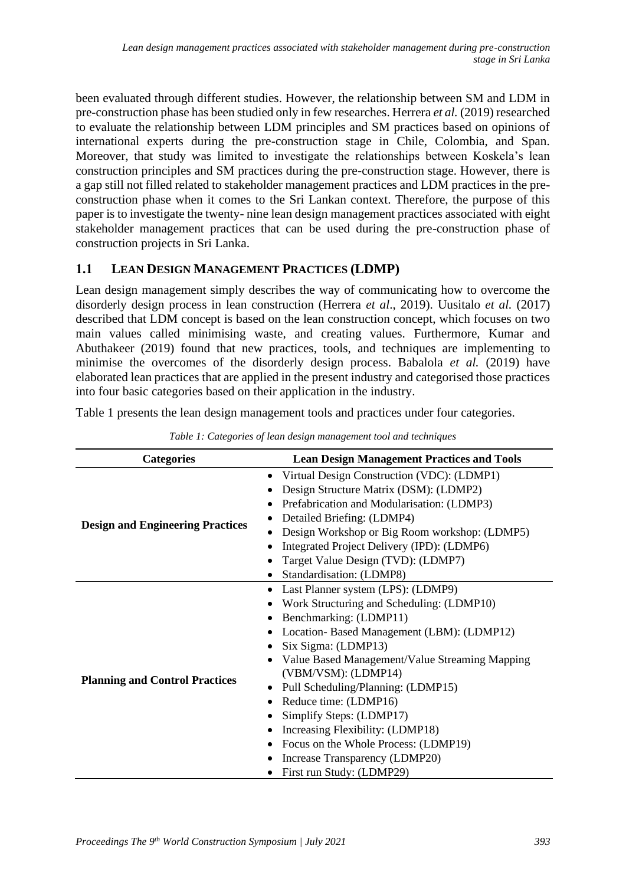been evaluated through different studies. However, the relationship between SM and LDM in pre-construction phase has been studied only in few researches. Herrera *et al.* (2019) researched to evaluate the relationship between LDM principles and SM practices based on opinions of international experts during the pre-construction stage in Chile, Colombia, and Span. Moreover, that study was limited to investigate the relationships between Koskela's lean construction principles and SM practices during the pre-construction stage. However, there is a gap still not filled related to stakeholder management practices and LDM practices in the pre-construction phase when it comes to the Sri Lankan context. Therefore, the purpose of this paper is to investigate the twenty- nine lean design management practices associated with eight stakeholder management practices that can be used during the pre-construction phase of construction projects in Sri Lanka.

## 1.1 LEAN DESIGN MANAGEMENT PRACTICES (LDMP)

Lean design management simply describes the way of communicating how to overcome the disorderly design process in lean construction (Herrera *et al*., 2019). Uusitalo *et al.* (2017) described that LDM concept is based on the lean construction concept, which focuses on two main values called minimising waste, and creating values. Furthermore, Kumar and Abuthakeer (2019) found that new practices, tools, and techniques are implementing to minimise the overcomes of the disorderly design process. Babalola *et al.* (2019) have elaborated lean practices that are applied in the present industry and categorised those practices into four basic categories based on their application in the industry.

Table 1 presents the lean design management tools and practices under four categories.

*Table 1: Categories of lean design management tool and techniques*

| Categories | Lean Design Management Practices and Tools |
|---|---|
| **Design and Engineering Practices** | • Virtual Design Construction (VDC): (LDMP1)<br>• Design Structure Matrix (DSM): (LDMP2)<br>• Prefabrication and Modularisation: (LDMP3)<br>• Detailed Briefing: (LDMP4)<br>• Design Workshop or Big Room workshop: (LDMP5)<br>• Integrated Project Delivery (IPD): (LDMP6)<br>• Target Value Design (TVD): (LDMP7)<br>• Standardisation: (LDMP8) |
| **Planning and Control Practices** | • Last Planner system (LPS): (LDMP9)<br>• Work Structuring and Scheduling: (LDMP10)<br>• Benchmarking: (LDMP11)<br>• Location- Based Management (LBM): (LDMP12)<br>• Six Sigma: (LDMP13)<br>• Value Based Management/Value Streaming Mapping (VBM/VSM): (LDMP14)<br>• Pull Scheduling/Planning: (LDMP15)<br>• Reduce time: (LDMP16)<br>• Simplify Steps: (LDMP17)<br>• Increasing Flexibility: (LDMP18)<br>• Focus on the Whole Process: (LDMP19)<br>• Increase Transparency (LDMP20)<br>• First run Study: (LDMP29) |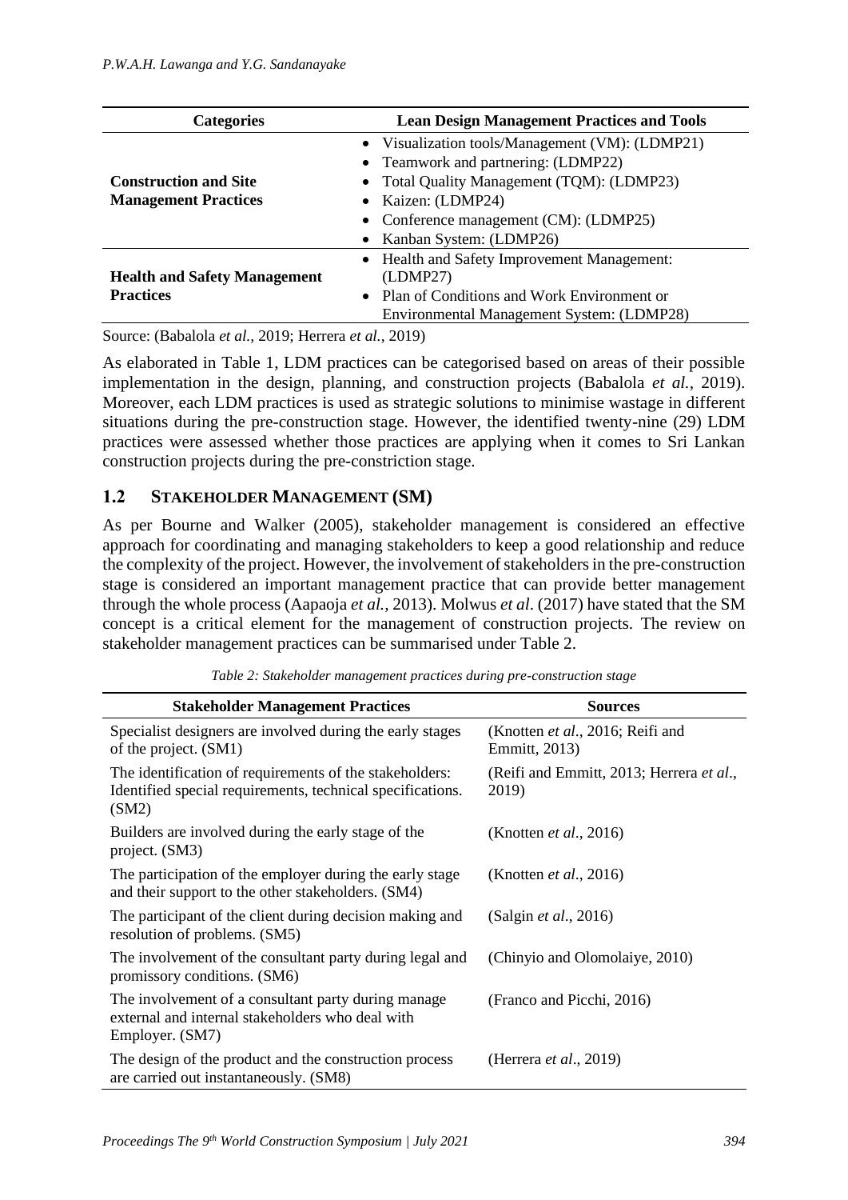| Categories | Lean Design Management Practices and Tools |
| --- | --- |
| **Construction and Site Management Practices** | • Visualization tools/Management (VM): (LDMP21)<br>• Teamwork and partnering: (LDMP22)<br>• Total Quality Management (TQM): (LDMP23)<br>• Kaizen: (LDMP24)<br>• Conference management (CM): (LDMP25)<br>• Kanban System: (LDMP26) |
| **Health and Safety Management Practices** | • Health and Safety Improvement Management: (LDMP27)<br>• Plan of Conditions and Work Environment or Environmental Management System: (LDMP28) |

Source: (Babalola *et al.,* 2019; Herrera *et al.,* 2019)

As elaborated in Table 1, LDM practices can be categorised based on areas of their possible implementation in the design, planning, and construction projects (Babalola *et al.*, 2019). Moreover, each LDM practices is used as strategic solutions to minimise wastage in different situations during the pre-construction stage. However, the identified twenty-nine (29) LDM practices were assessed whether those practices are applying when it comes to Sri Lankan construction projects during the pre-constriction stage.

## 1.2 STAKEHOLDER MANAGEMENT (SM)

As per Bourne and Walker (2005), stakeholder management is considered an effective approach for coordinating and managing stakeholders to keep a good relationship and reduce the complexity of the project. However, the involvement of stakeholders in the pre-construction stage is considered an important management practice that can provide better management through the whole process (Aapaoja *et al.,* 2013). Molwus *et al*. (2017) have stated that the SM concept is a critical element for the management of construction projects. The review on stakeholder management practices can be summarised under Table 2.

*Table 2: Stakeholder management practices during pre-construction stage*

| Stakeholder Management Practices | Sources |
| --- | --- |
| Specialist designers are involved during the early stages of the project. (SM1) | (Knotten *et al*., 2016; Reifi and Emmitt, 2013) |
| The identification of requirements of the stakeholders: Identified special requirements, technical specifications. (SM2) | (Reifi and Emmitt, 2013; Herrera *et al*., 2019) |
| Builders are involved during the early stage of the project. (SM3) | (Knotten *et al*., 2016) |
| The participation of the employer during the early stage and their support to the other stakeholders. (SM4) | (Knotten *et al*., 2016) |
| The participant of the client during decision making and resolution of problems. (SM5) | (Salgin *et al*., 2016) |
| The involvement of the consultant party during legal and promissory conditions. (SM6) | (Chinyio and Olomolaiye, 2010) |
| The involvement of a consultant party during manage external and internal stakeholders who deal with Employer. (SM7) | (Franco and Picchi, 2016) |
| The design of the product and the construction process are carried out instantaneously. (SM8) | (Herrera *et al*., 2019) |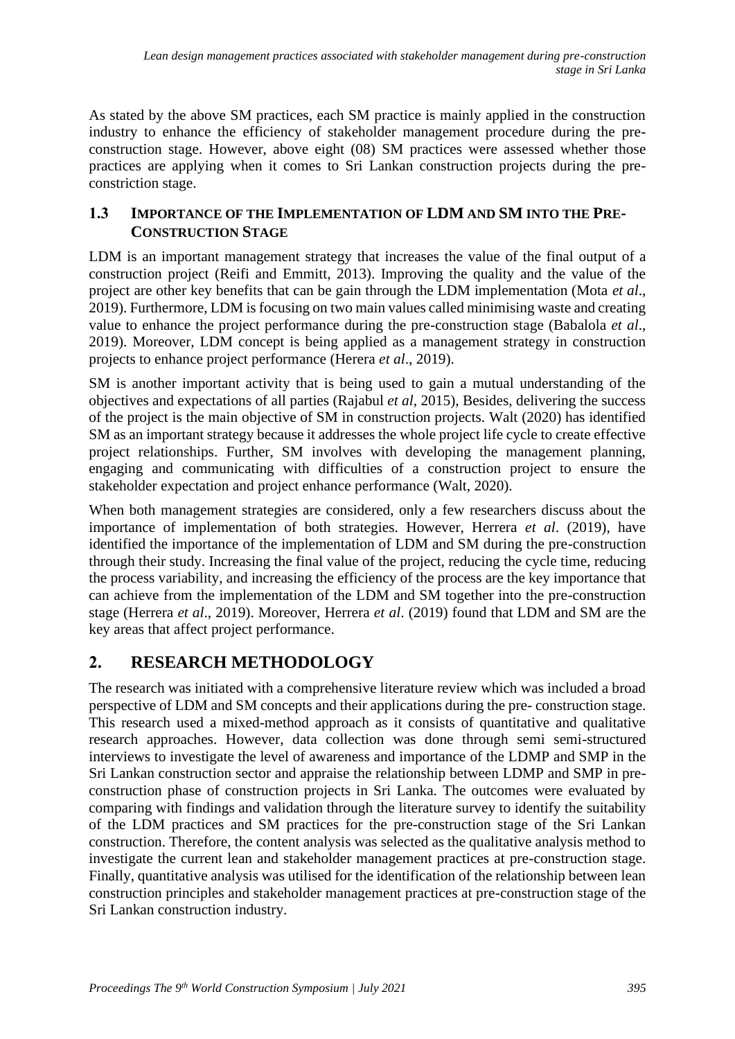As stated by the above SM practices, each SM practice is mainly applied in the construction industry to enhance the efficiency of stakeholder management procedure during the pre-construction stage. However, above eight (08) SM practices were assessed whether those practices are applying when it comes to Sri Lankan construction projects during the pre-constriction stage.

### 1.3 IMPORTANCE OF THE IMPLEMENTATION OF LDM AND SM INTO THE PRE-CONSTRUCTION STAGE

LDM is an important management strategy that increases the value of the final output of a construction project (Reifi and Emmitt, 2013). Improving the quality and the value of the project are other key benefits that can be gain through the LDM implementation (Mota *et al*., 2019). Furthermore, LDM is focusing on two main values called minimising waste and creating value to enhance the project performance during the pre-construction stage (Babalola *et al*., 2019). Moreover, LDM concept is being applied as a management strategy in construction projects to enhance project performance (Herera *et al*., 2019).

SM is another important activity that is being used to gain a mutual understanding of the objectives and expectations of all parties (Rajabul *et al*, 2015), Besides, delivering the success of the project is the main objective of SM in construction projects. Walt (2020) has identified SM as an important strategy because it addresses the whole project life cycle to create effective project relationships. Further, SM involves with developing the management planning, engaging and communicating with difficulties of a construction project to ensure the stakeholder expectation and project enhance performance (Walt, 2020).

When both management strategies are considered, only a few researchers discuss about the importance of implementation of both strategies. However, Herrera *et al*. (2019), have identified the importance of the implementation of LDM and SM during the pre-construction through their study. Increasing the final value of the project, reducing the cycle time, reducing the process variability, and increasing the efficiency of the process are the key importance that can achieve from the implementation of the LDM and SM together into the pre-construction stage (Herrera *et al*., 2019). Moreover, Herrera *et al*. (2019) found that LDM and SM are the key areas that affect project performance.

## 2. RESEARCH METHODOLOGY

The research was initiated with a comprehensive literature review which was included a broad perspective of LDM and SM concepts and their applications during the pre- construction stage. This research used a mixed-method approach as it consists of quantitative and qualitative research approaches. However, data collection was done through semi semi-structured interviews to investigate the level of awareness and importance of the LDMP and SMP in the Sri Lankan construction sector and appraise the relationship between LDMP and SMP in pre-construction phase of construction projects in Sri Lanka. The outcomes were evaluated by comparing with findings and validation through the literature survey to identify the suitability of the LDM practices and SM practices for the pre-construction stage of the Sri Lankan construction. Therefore, the content analysis was selected as the qualitative analysis method to investigate the current lean and stakeholder management practices at pre-construction stage. Finally, quantitative analysis was utilised for the identification of the relationship between lean construction principles and stakeholder management practices at pre-construction stage of the Sri Lankan construction industry.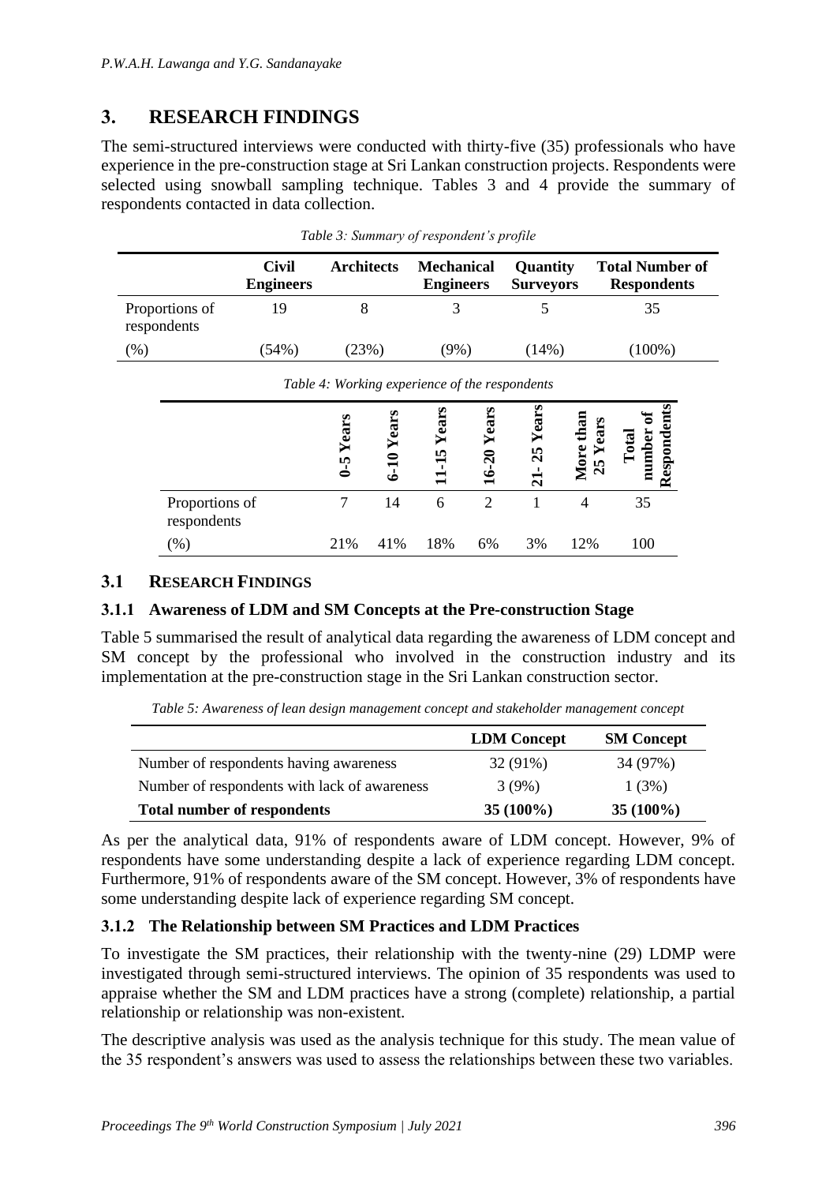## 3. RESEARCH FINDINGS

The semi-structured interviews were conducted with thirty-five (35) professionals who have experience in the pre-construction stage at Sri Lankan construction projects. Respondents were selected using snowball sampling technique. Tables 3 and 4 provide the summary of respondents contacted in data collection.

*Table 3: Summary of respondent's profile*

| | Civil Engineers | Architects | Mechanical Engineers | Quantity Surveyors | Total Number of Respondents |
|---|---|---|---|---|---|
| Proportions of respondents | 19 | 8 | 3 | 5 | 35 |
| (%) | (54%) | (23%) | (9%) | (14%) | (100%) |

*Table 4: Working experience of the respondents*

| | 0-5 Years | 6-10 Years | 11-15 Years | 16-20 Years | 21- 25 Years | More than 25 Years | Total number of Respondents |
|---|---|---|---|---|---|---|---|
| Proportions of respondents | 7 | 14 | 6 | 2 | 1 | 4 | 35 |
| (%) | 21% | 41% | 18% | 6% | 3% | 12% | 100 |

### 3.1 RESEARCH FINDINGS

#### 3.1.1 Awareness of LDM and SM Concepts at the Pre-construction Stage

Table 5 summarised the result of analytical data regarding the awareness of LDM concept and SM concept by the professional who involved in the construction industry and its implementation at the pre-construction stage in the Sri Lankan construction sector.

*Table 5: Awareness of lean design management concept and stakeholder management concept*

| | LDM Concept | SM Concept |
|---|---|---|
| Number of respondents having awareness | 32 (91%) | 34 (97%) |
| Number of respondents with lack of awareness | 3 (9%) | 1 (3%) |
| **Total number of respondents** | **35 (100%)** | **35 (100%)** |

As per the analytical data, 91% of respondents aware of LDM concept. However, 9% of respondents have some understanding despite a lack of experience regarding LDM concept. Furthermore, 91% of respondents aware of the SM concept. However, 3% of respondents have some understanding despite lack of experience regarding SM concept.

#### 3.1.2 The Relationship between SM Practices and LDM Practices

To investigate the SM practices, their relationship with the twenty-nine (29) LDMP were investigated through semi-structured interviews. The opinion of 35 respondents was used to appraise whether the SM and LDM practices have a strong (complete) relationship, a partial relationship or relationship was non-existent.

The descriptive analysis was used as the analysis technique for this study. The mean value of the 35 respondent's answers was used to assess the relationships between these two variables.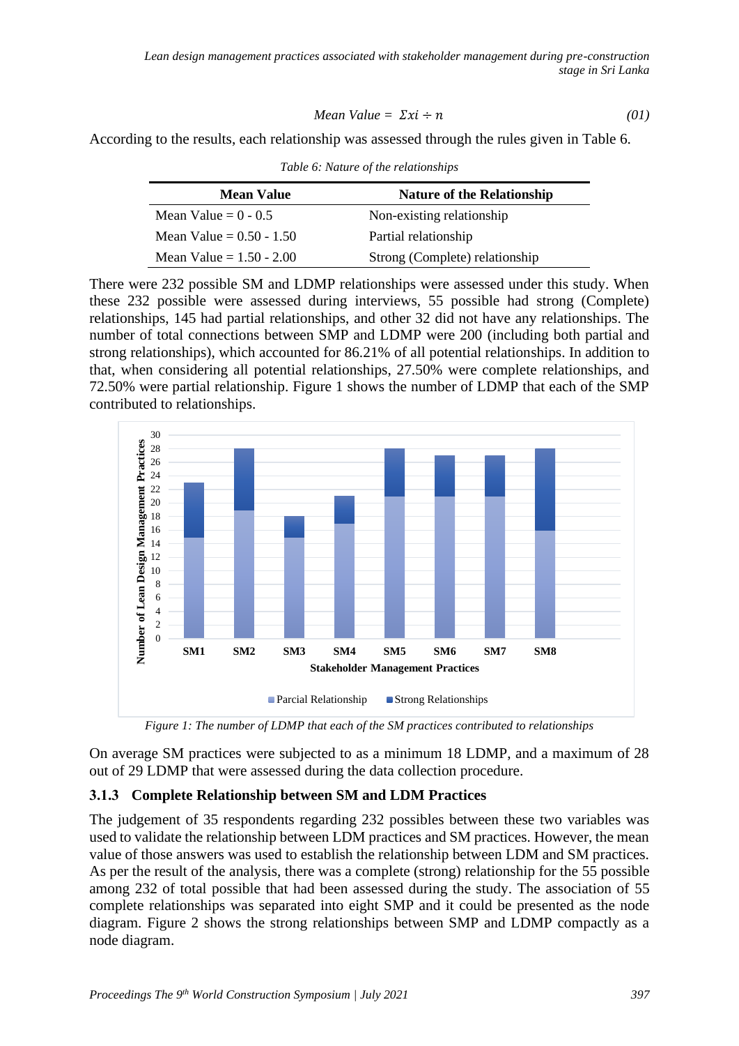$$Mean\ Value = \Sigma xi \div n \quad (01)$$

According to the results, each relationship was assessed through the rules given in Table 6.

*Table 6: Nature of the relationships*

| Mean Value | Nature of the Relationship |
|---|---|
| Mean Value = 0 - 0.5 | Non-existing relationship |
| Mean Value = 0.50 - 1.50 | Partial relationship |
| Mean Value = 1.50 - 2.00 | Strong (Complete) relationship |

There were 232 possible SM and LDMP relationships were assessed under this study. When these 232 possible were assessed during interviews, 55 possible had strong (Complete) relationships, 145 had partial relationships, and other 32 did not have any relationships. The number of total connections between SMP and LDMP were 200 (including both partial and strong relationships), which accounted for 86.21% of all potential relationships. In addition to that, when considering all potential relationships, 27.50% were complete relationships, and 72.50% were partial relationship. Figure 1 shows the number of LDMP that each of the SMP contributed to relationships.

*Figure 1: The number of LDMP that each of the SM practices contributed to relationships*

On average SM practices were subjected to as a minimum 18 LDMP, and a maximum of 28 out of 29 LDMP that were assessed during the data collection procedure.

### 3.1.3 Complete Relationship between SM and LDM Practices

The judgement of 35 respondents regarding 232 possibles between these two variables was used to validate the relationship between LDM practices and SM practices. However, the mean value of those answers was used to establish the relationship between LDM and SM practices. As per the result of the analysis, there was a complete (strong) relationship for the 55 possible among 232 of total possible that had been assessed during the study. The association of 55 complete relationships was separated into eight SMP and it could be presented as the node diagram. Figure 2 shows the strong relationships between SMP and LDMP compactly as a node diagram.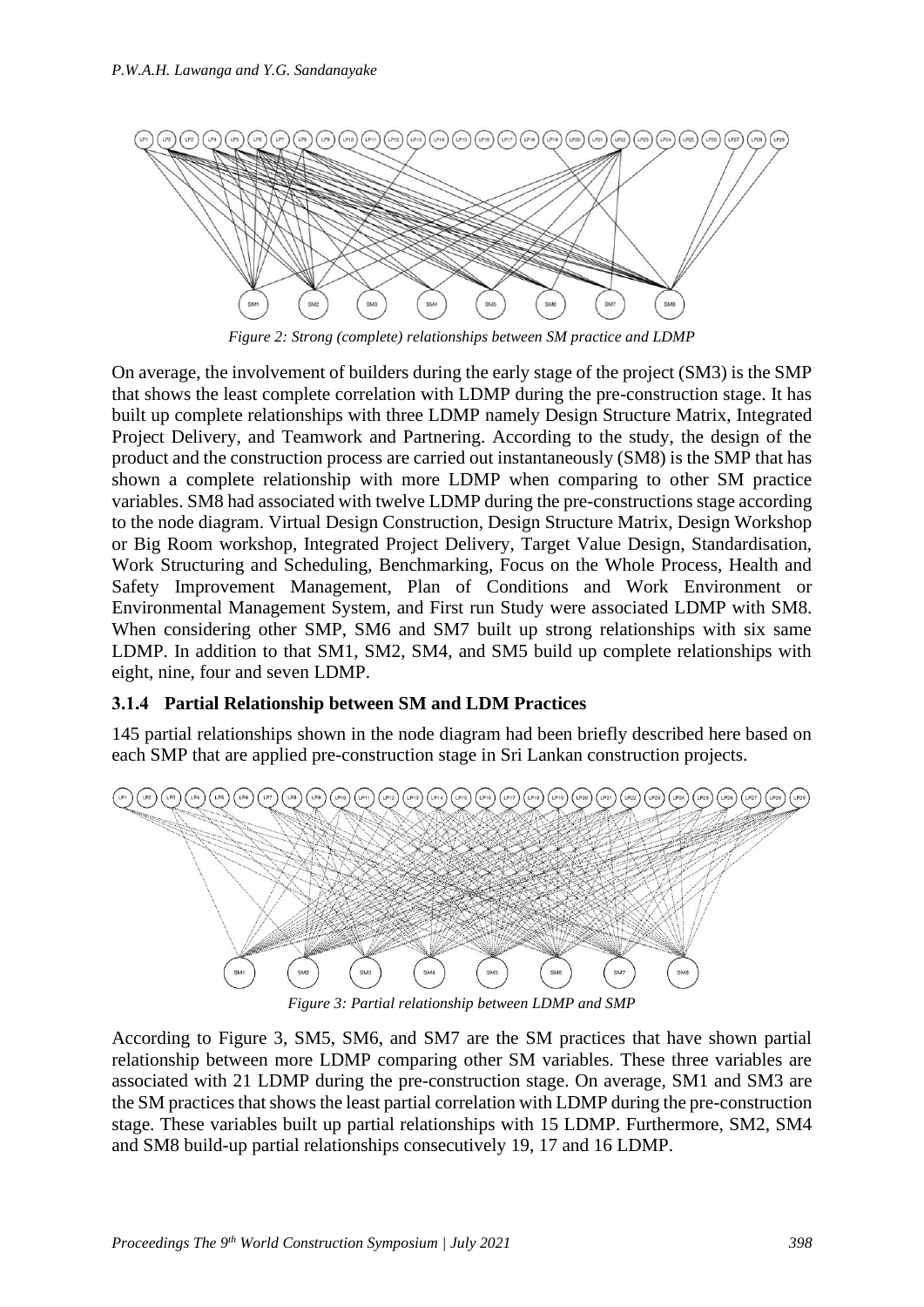*Figure 2: Strong (complete) relationships between SM practice and LDMP*

On average, the involvement of builders during the early stage of the project (SM3) is the SMP that shows the least complete correlation with LDMP during the pre-construction stage. It has built up complete relationships with three LDMP namely Design Structure Matrix, Integrated Project Delivery, and Teamwork and Partnering. According to the study, the design of the product and the construction process are carried out instantaneously (SM8) is the SMP that has shown a complete relationship with more LDMP when comparing to other SM practice variables. SM8 had associated with twelve LDMP during the pre-constructions stage according to the node diagram. Virtual Design Construction, Design Structure Matrix, Design Workshop or Big Room workshop, Integrated Project Delivery, Target Value Design, Standardisation, Work Structuring and Scheduling, Benchmarking, Focus on the Whole Process, Health and Safety Improvement Management, Plan of Conditions and Work Environment or Environmental Management System, and First run Study were associated LDMP with SM8. When considering other SMP, SM6 and SM7 built up strong relationships with six same LDMP. In addition to that SM1, SM2, SM4, and SM5 build up complete relationships with eight, nine, four and seven LDMP.

### 3.1.4 Partial Relationship between SM and LDM Practices

145 partial relationships shown in the node diagram had been briefly described here based on each SMP that are applied pre-construction stage in Sri Lankan construction projects.

*Figure 3: Partial relationship between LDMP and SMP*

According to Figure 3, SM5, SM6, and SM7 are the SM practices that have shown partial relationship between more LDMP comparing other SM variables. These three variables are associated with 21 LDMP during the pre-construction stage. On average, SM1 and SM3 are the SM practices that shows the least partial correlation with LDMP during the pre-construction stage. These variables built up partial relationships with 15 LDMP. Furthermore, SM2, SM4 and SM8 build-up partial relationships consecutively 19, 17 and 16 LDMP.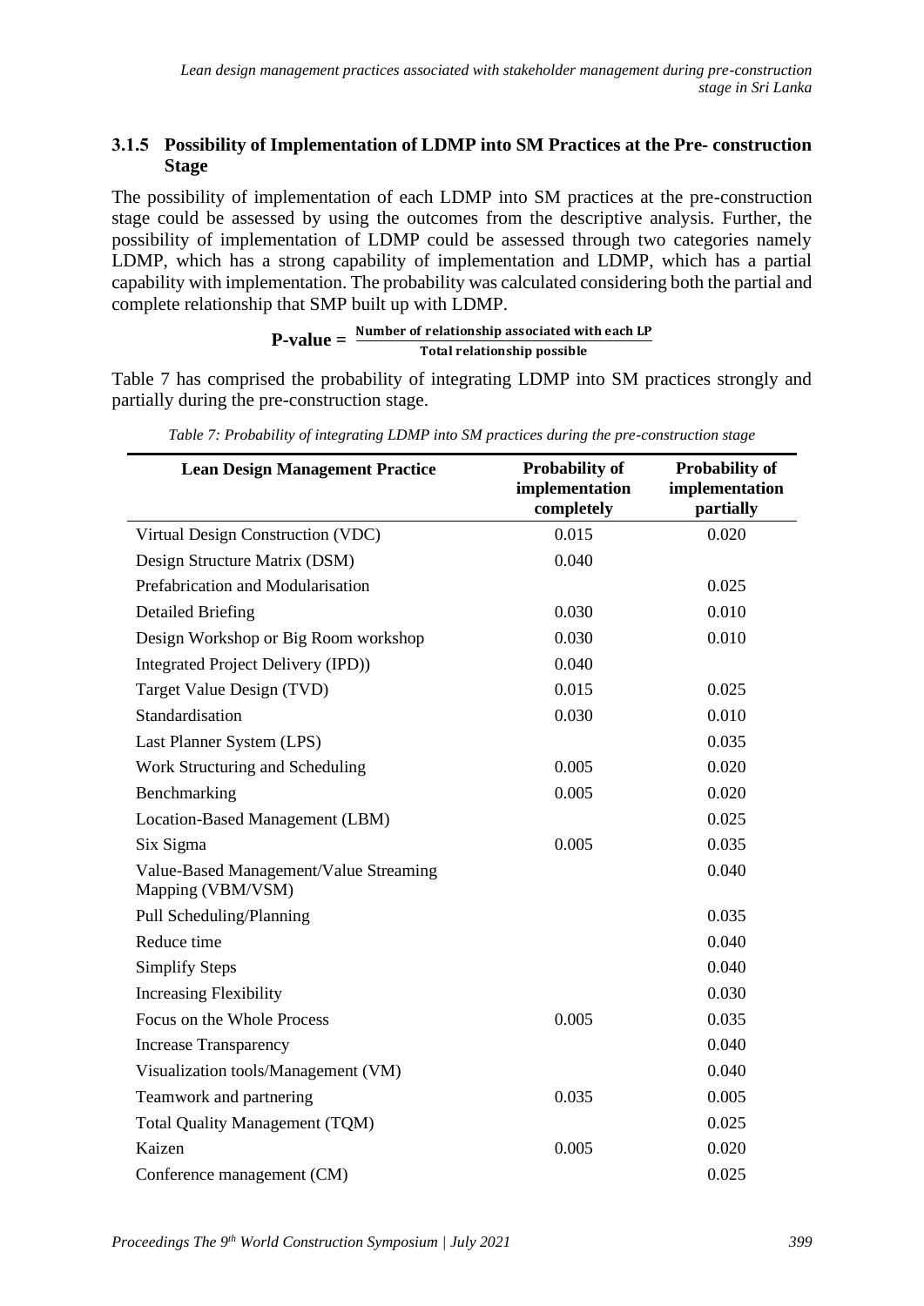### 3.1.5 Possibility of Implementation of LDMP into SM Practices at the Pre- construction Stage

The possibility of implementation of each LDMP into SM practices at the pre-construction stage could be assessed by using the outcomes from the descriptive analysis. Further, the possibility of implementation of LDMP could be assessed through two categories namely LDMP, which has a strong capability of implementation and LDMP, which has a partial capability with implementation. The probability was calculated considering both the partial and complete relationship that SMP built up with LDMP.

$$\textbf{P-value} = \frac{\textbf{Number of relationship associated with each LP}}{\textbf{Total relationship possible}}$$

Table 7 has comprised the probability of integrating LDMP into SM practices strongly and partially during the pre-construction stage.

*Table 7: Probability of integrating LDMP into SM practices during the pre-construction stage*

| Lean Design Management Practice | Probability of implementation completely | Probability of implementation partially |
|---|---|---|
| Virtual Design Construction (VDC) | 0.015 | 0.020 |
| Design Structure Matrix (DSM) | 0.040 | |
| Prefabrication and Modularisation | | 0.025 |
| Detailed Briefing | 0.030 | 0.010 |
| Design Workshop or Big Room workshop | 0.030 | 0.010 |
| Integrated Project Delivery (IPD)) | 0.040 | |
| Target Value Design (TVD) | 0.015 | 0.025 |
| Standardisation | 0.030 | 0.010 |
| Last Planner System (LPS) | | 0.035 |
| Work Structuring and Scheduling | 0.005 | 0.020 |
| Benchmarking | 0.005 | 0.020 |
| Location-Based Management (LBM) | | 0.025 |
| Six Sigma | 0.005 | 0.035 |
| Value-Based Management/Value Streaming Mapping (VBM/VSM) | | 0.040 |
| Pull Scheduling/Planning | | 0.035 |
| Reduce time | | 0.040 |
| Simplify Steps | | 0.040 |
| Increasing Flexibility | | 0.030 |
| Focus on the Whole Process | 0.005 | 0.035 |
| Increase Transparency | | 0.040 |
| Visualization tools/Management (VM) | | 0.040 |
| Teamwork and partnering | 0.035 | 0.005 |
| Total Quality Management (TQM) | | 0.025 |
| Kaizen | 0.005 | 0.020 |
| Conference management (CM) | | 0.025 |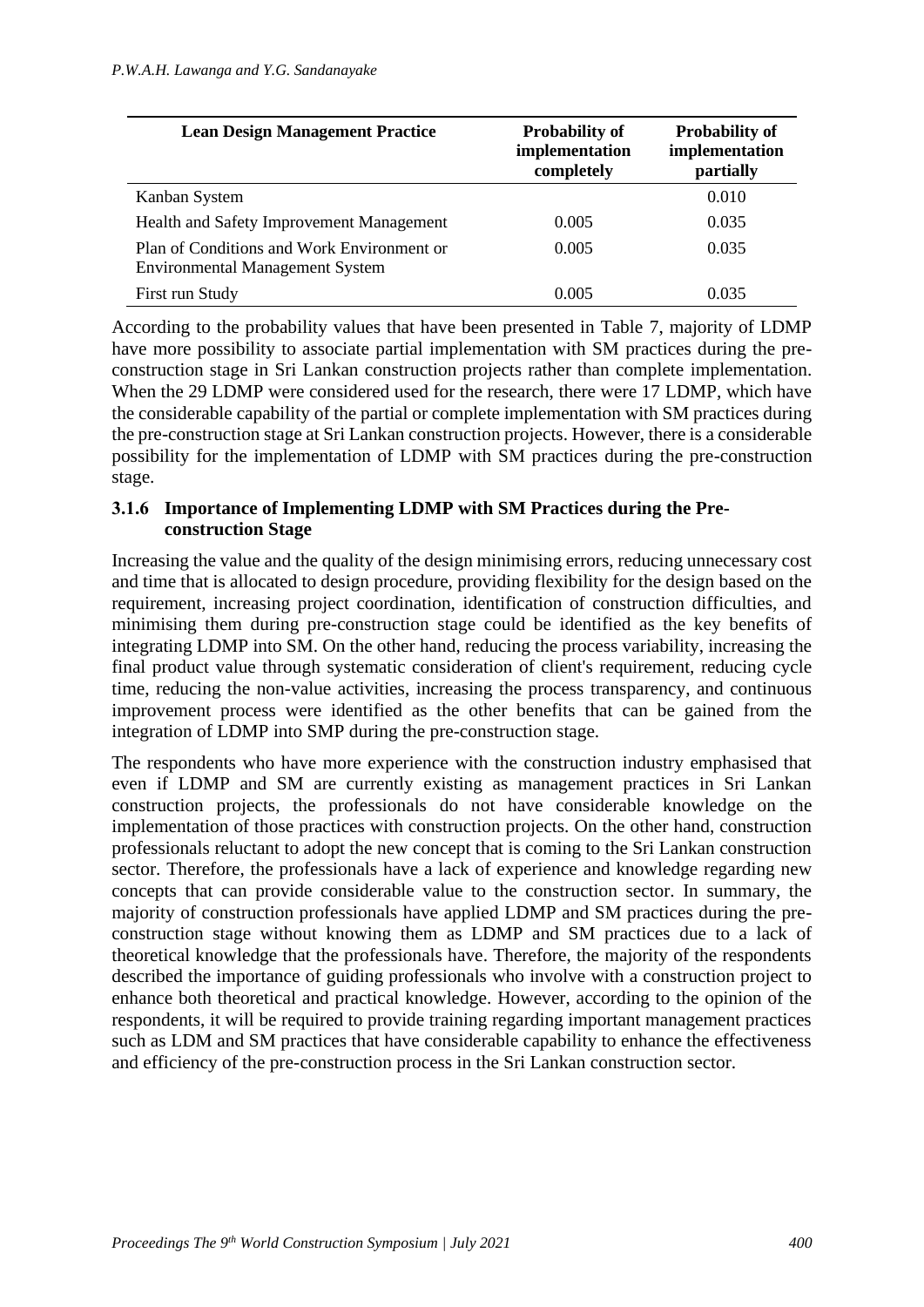| Lean Design Management Practice | Probability of implementation completely | Probability of implementation partially |
|---|---|---|
| Kanban System | | 0.010 |
| Health and Safety Improvement Management | 0.005 | 0.035 |
| Plan of Conditions and Work Environment or Environmental Management System | 0.005 | 0.035 |
| First run Study | 0.005 | 0.035 |

According to the probability values that have been presented in Table 7, majority of LDMP have more possibility to associate partial implementation with SM practices during the pre-construction stage in Sri Lankan construction projects rather than complete implementation. When the 29 LDMP were considered used for the research, there were 17 LDMP, which have the considerable capability of the partial or complete implementation with SM practices during the pre-construction stage at Sri Lankan construction projects. However, there is a considerable possibility for the implementation of LDMP with SM practices during the pre-construction stage.

#### 3.1.6 Importance of Implementing LDMP with SM Practices during the Pre-construction Stage

Increasing the value and the quality of the design minimising errors, reducing unnecessary cost and time that is allocated to design procedure, providing flexibility for the design based on the requirement, increasing project coordination, identification of construction difficulties, and minimising them during pre-construction stage could be identified as the key benefits of integrating LDMP into SM. On the other hand, reducing the process variability, increasing the final product value through systematic consideration of client's requirement, reducing cycle time, reducing the non-value activities, increasing the process transparency, and continuous improvement process were identified as the other benefits that can be gained from the integration of LDMP into SMP during the pre-construction stage.

The respondents who have more experience with the construction industry emphasised that even if LDMP and SM are currently existing as management practices in Sri Lankan construction projects, the professionals do not have considerable knowledge on the implementation of those practices with construction projects. On the other hand, construction professionals reluctant to adopt the new concept that is coming to the Sri Lankan construction sector. Therefore, the professionals have a lack of experience and knowledge regarding new concepts that can provide considerable value to the construction sector. In summary, the majority of construction professionals have applied LDMP and SM practices during the pre-construction stage without knowing them as LDMP and SM practices due to a lack of theoretical knowledge that the professionals have. Therefore, the majority of the respondents described the importance of guiding professionals who involve with a construction project to enhance both theoretical and practical knowledge. However, according to the opinion of the respondents, it will be required to provide training regarding important management practices such as LDM and SM practices that have considerable capability to enhance the effectiveness and efficiency of the pre-construction process in the Sri Lankan construction sector.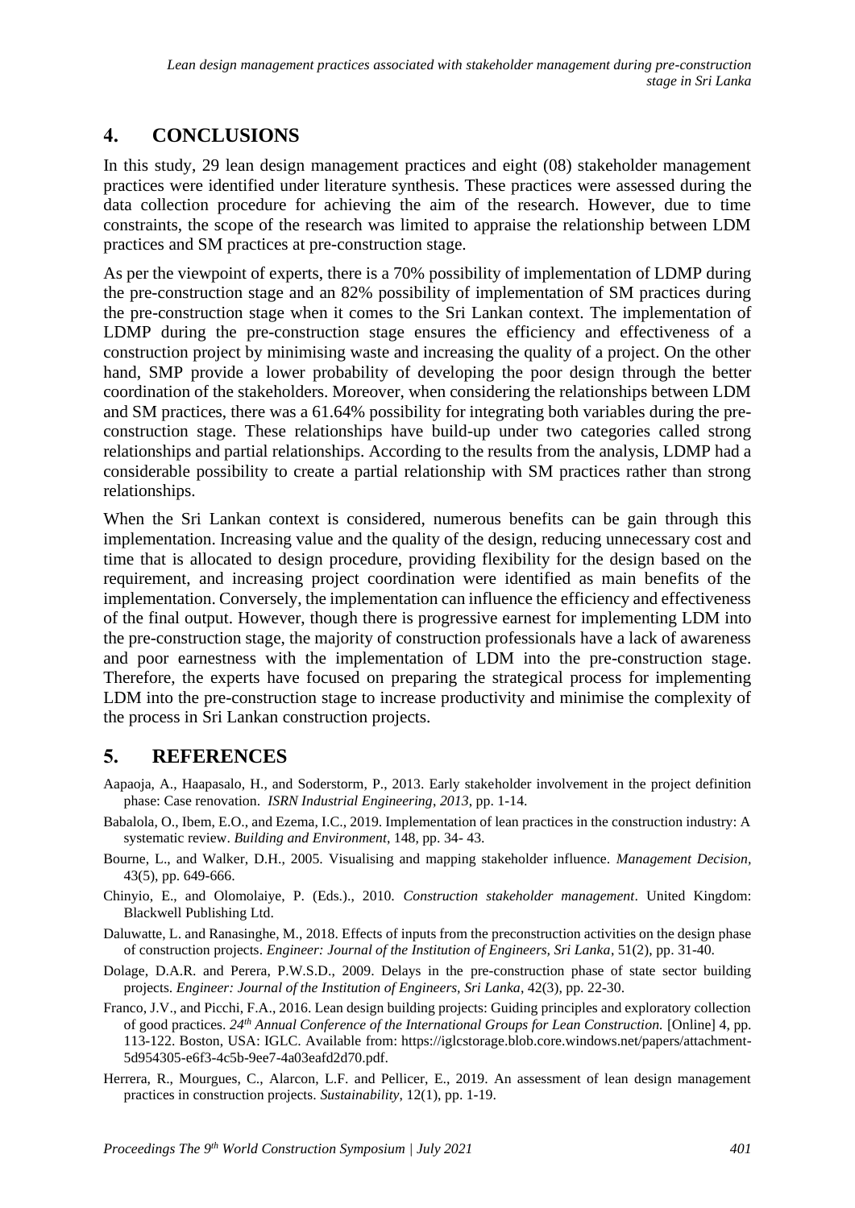## 4. CONCLUSIONS

In this study, 29 lean design management practices and eight (08) stakeholder management practices were identified under literature synthesis. These practices were assessed during the data collection procedure for achieving the aim of the research. However, due to time constraints, the scope of the research was limited to appraise the relationship between LDM practices and SM practices at pre-construction stage.

As per the viewpoint of experts, there is a 70% possibility of implementation of LDMP during the pre-construction stage and an 82% possibility of implementation of SM practices during the pre-construction stage when it comes to the Sri Lankan context. The implementation of LDMP during the pre-construction stage ensures the efficiency and effectiveness of a construction project by minimising waste and increasing the quality of a project. On the other hand, SMP provide a lower probability of developing the poor design through the better coordination of the stakeholders. Moreover, when considering the relationships between LDM and SM practices, there was a 61.64% possibility for integrating both variables during the pre-construction stage. These relationships have build-up under two categories called strong relationships and partial relationships. According to the results from the analysis, LDMP had a considerable possibility to create a partial relationship with SM practices rather than strong relationships.

When the Sri Lankan context is considered, numerous benefits can be gain through this implementation. Increasing value and the quality of the design, reducing unnecessary cost and time that is allocated to design procedure, providing flexibility for the design based on the requirement, and increasing project coordination were identified as main benefits of the implementation. Conversely, the implementation can influence the efficiency and effectiveness of the final output. However, though there is progressive earnest for implementing LDM into the pre-construction stage, the majority of construction professionals have a lack of awareness and poor earnestness with the implementation of LDM into the pre-construction stage. Therefore, the experts have focused on preparing the strategical process for implementing LDM into the pre-construction stage to increase productivity and minimise the complexity of the process in Sri Lankan construction projects.

## 5. REFERENCES

Aapaoja, A., Haapasalo, H., and Soderstorm, P., 2013. Early stakeholder involvement in the project definition phase: Case renovation. *ISRN Industrial Engineering*, *2013*, pp. 1-14.

Babalola, O., Ibem, E.O., and Ezema, I.C., 2019. Implementation of lean practices in the construction industry: A systematic review. *Building and Environment*, 148, pp. 34- 43.

Bourne, L., and Walker, D.H., 2005. Visualising and mapping stakeholder influence. *Management Decision*, 43(5), pp. 649-666.

Chinyio, E., and Olomolaiye, P. (Eds.)., 2010. *Construction stakeholder management*. United Kingdom: Blackwell Publishing Ltd.

Daluwatte, L. and Ranasinghe, M., 2018. Effects of inputs from the preconstruction activities on the design phase of construction projects. *Engineer: Journal of the Institution of Engineers, Sri Lanka*, 51(2), pp. 31-40.

Dolage, D.A.R. and Perera, P.W.S.D., 2009. Delays in the pre-construction phase of state sector building projects. *Engineer: Journal of the Institution of Engineers, Sri Lanka*, 42(3), pp. 22-30.

Franco, J.V., and Picchi, F.A., 2016. Lean design building projects: Guiding principles and exploratory collection of good practices. *24th Annual Conference of the International Groups for Lean Construction.* [Online] 4, pp. 113-122. Boston, USA: IGLC. Available from: https://iglcstorage.blob.core.windows.net/papers/attachment-5d954305-e6f3-4c5b-9ee7-4a03eafd2d70.pdf.

Herrera, R., Mourgues, C., Alarcon, L.F. and Pellicer, E., 2019. An assessment of lean design management practices in construction projects. *Sustainability*, 12(1), pp. 1-19.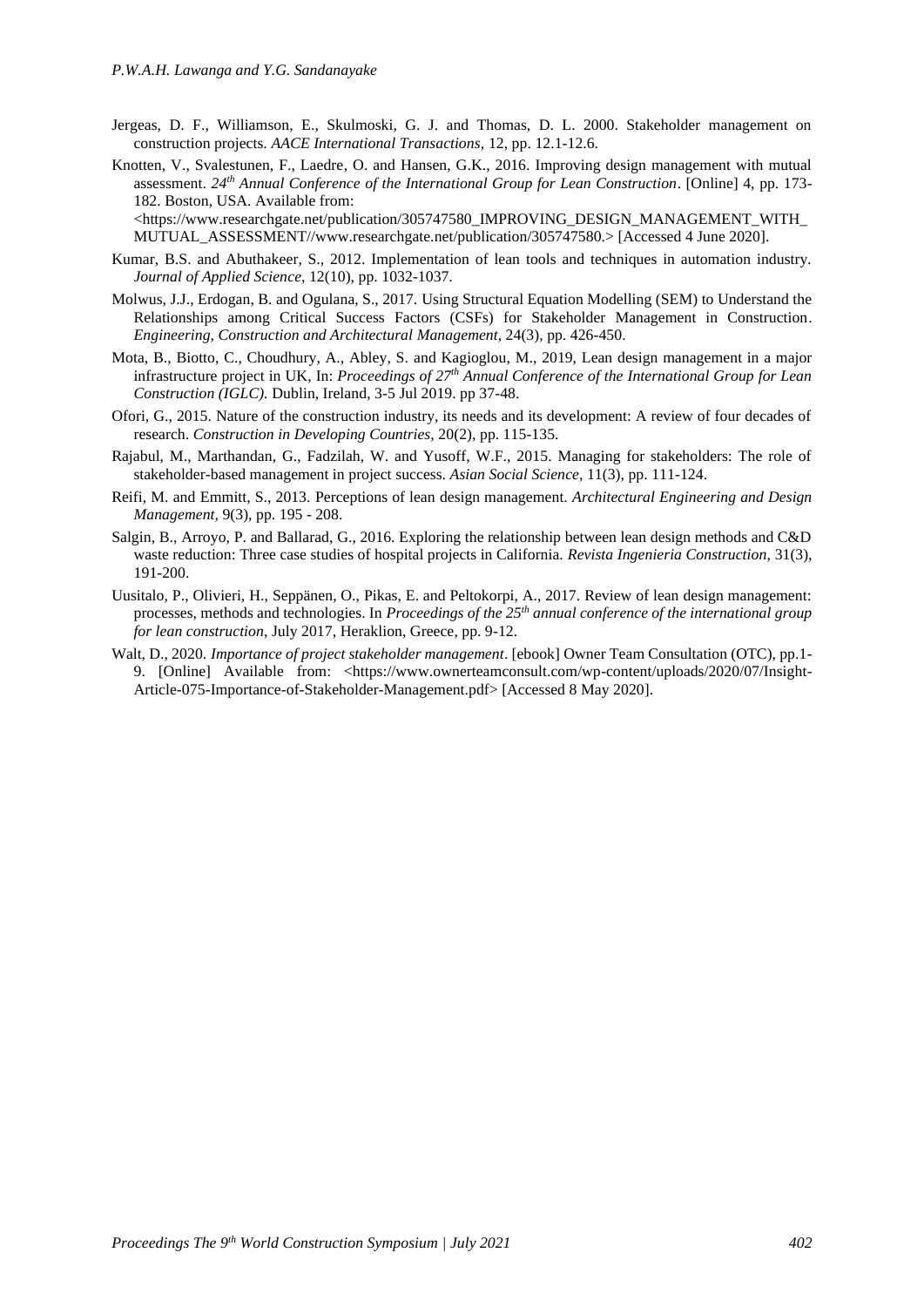Jergeas, D. F., Williamson, E., Skulmoski, G. J. and Thomas, D. L. 2000. Stakeholder management on construction projects. *AACE International Transactions,* 12, pp. 12.1-12.6.

Knotten, V., Svalestunen, F., Laedre, O. and Hansen, G.K., 2016. Improving design management with mutual assessment. *24th Annual Conference of the International Group for Lean Construction*. [Online] 4, pp. 173-182. Boston, USA. Available from: <https://www.researchgate.net/publication/305747580_IMPROVING_DESIGN_MANAGEMENT_WITH_MUTUAL_ASSESSMENT//www.researchgate.net/publication/305747580.> [Accessed 4 June 2020].

Kumar, B.S. and Abuthakeer, S., 2012. Implementation of lean tools and techniques in automation industry. *Journal of Applied Science,* 12(10), pp. 1032-1037.

Molwus, J.J., Erdogan, B. and Ogulana, S., 2017. Using Structural Equation Modelling (SEM) to Understand the Relationships among Critical Success Factors (CSFs) for Stakeholder Management in Construction. *Engineering, Construction and Architectural Management,* 24(3), pp. 426-450.

Mota, B., Biotto, C., Choudhury, A., Abley, S. and Kagioglou, M., 2019, Lean design management in a major infrastructure project in UK, In: *Proceedings of 27th Annual Conference of the International Group for Lean Construction (IGLC).* Dublin, Ireland, 3-5 Jul 2019. pp 37-48.

Ofori, G., 2015. Nature of the construction industry, its needs and its development: A review of four decades of research. *Construction in Developing Countries,* 20(2), pp. 115-135.

Rajabul, M., Marthandan, G., Fadzilah, W. and Yusoff, W.F., 2015. Managing for stakeholders: The role of stakeholder-based management in project success. *Asian Social Science,* 11(3), pp. 111-124.

Reifi, M. and Emmitt, S., 2013. Perceptions of lean design management. *Architectural Engineering and Design Management,* 9(3), pp. 195 - 208.

Salgin, B., Arroyo, P. and Ballarad, G., 2016. Exploring the relationship between lean design methods and C&D waste reduction: Three case studies of hospital projects in California. *Revista Ingenieria Construction,* 31(3), 191-200.

Uusitalo, P., Olivieri, H., Seppänen, O., Pikas, E. and Peltokorpi, A., 2017. Review of lean design management: processes, methods and technologies. In *Proceedings of the 25th annual conference of the international group for lean construction*, July 2017, Heraklion, Greece, pp. 9-12.

Walt, D., 2020. *Importance of project stakeholder management*. [ebook] Owner Team Consultation (OTC), pp.1-9. [Online] Available from: <https://www.ownerteamconsult.com/wp-content/uploads/2020/07/Insight-Article-075-Importance-of-Stakeholder-Management.pdf> [Accessed 8 May 2020].